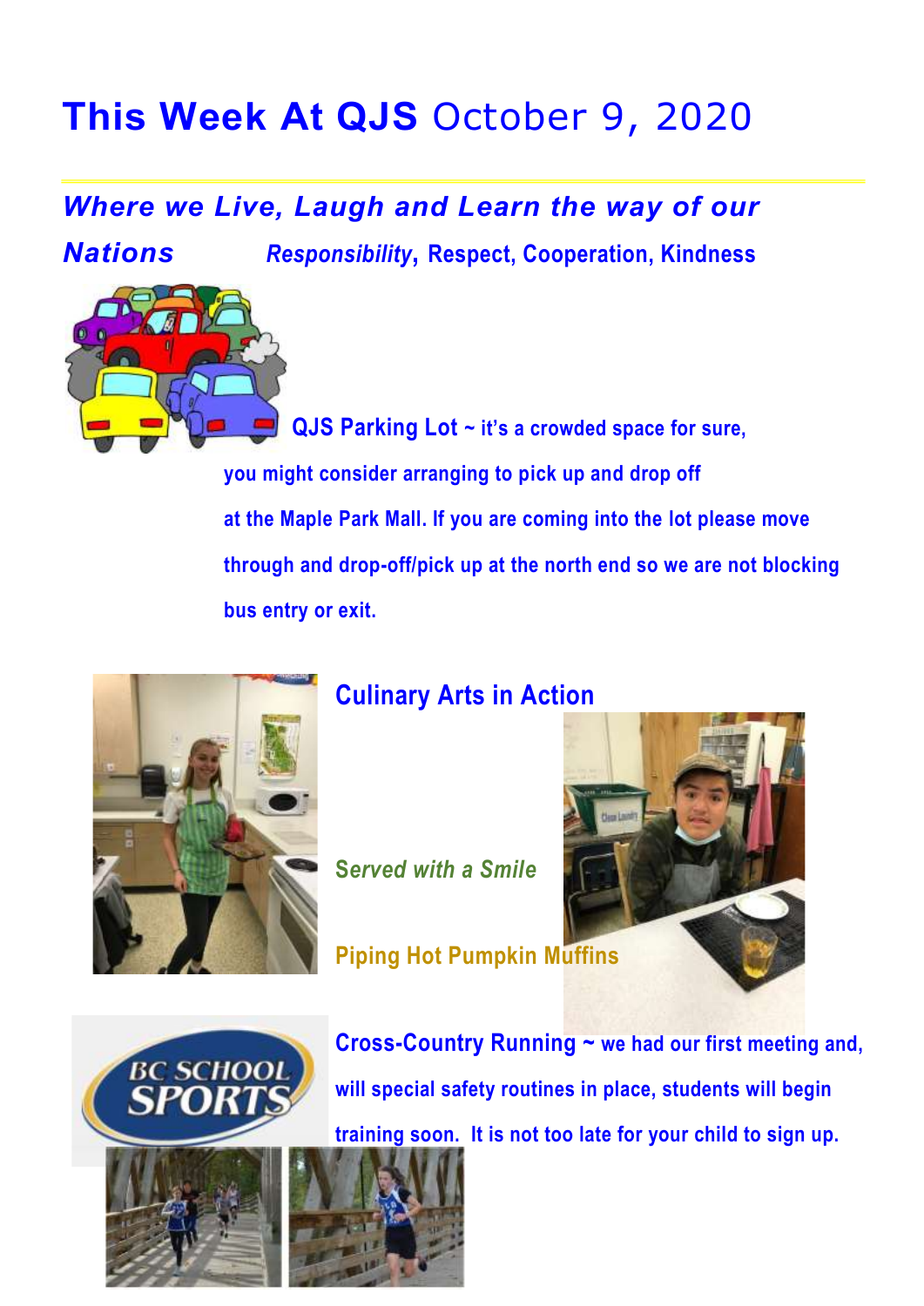# **This Week At QJS** October 9, 2020

## *Where we Live, Laugh and Learn the way of our Nations*

***Responsibility*, Respect, Cooperation, Kindness**

**QJS Parking Lot ~ it's a crowded space for sure, you might consider arranging to pick up and drop off at the Maple Park Mall. If you are coming into the lot please move through and drop-off/pick up at the north end so we are not blocking bus entry or exit.**

## Culinary Arts in Action

*Served with a Smile*

**Piping Hot Pumpkin Muffins**

**Cross-Country Running ~ we had our first meeting and, will special safety routines in place, students will begin training soon. It is not too late for your child to sign up.**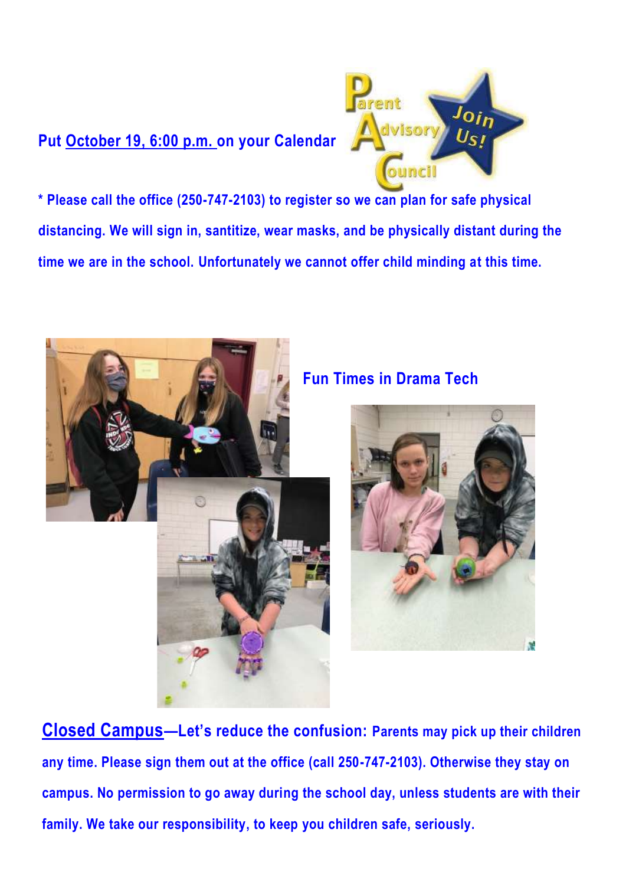Put October 19, 6:00 p.m. on your Calendar

Parent Advisory Council — Join Us!

* Please call the office (250-747-2103) to register so we can plan for safe physical distancing. We will sign in, santitize, wear masks, and be physically distant during the time we are in the school. Unfortunately we cannot offer child minding at this time.

**Fun Times in Drama Tech**

**Closed Campus—Let's reduce the confusion:** Parents may pick up their children any time. Please sign them out at the office (call 250-747-2103). Otherwise they stay on campus. No permission to go away during the school day, unless students are with their family. We take our responsibility, to keep you children safe, seriously.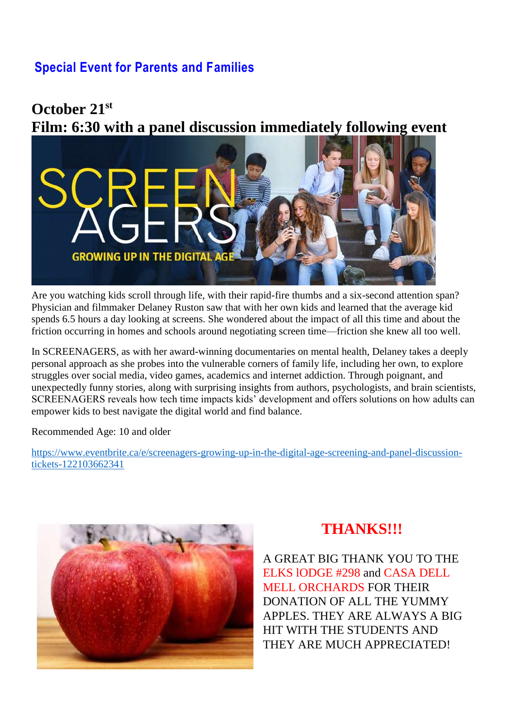## Special Event for Parents and Families

**October 21st**
**Film: 6:30 with a panel discussion immediately following event**

Are you watching kids scroll through life, with their rapid-fire thumbs and a six-second attention span? Physician and filmmaker Delaney Ruston saw that with her own kids and learned that the average kid spends 6.5 hours a day looking at screens. She wondered about the impact of all this time and about the friction occurring in homes and schools around negotiating screen time—friction she knew all too well.

In SCREENAGERS, as with her award-winning documentaries on mental health, Delaney takes a deeply personal approach as she probes into the vulnerable corners of family life, including her own, to explore struggles over social media, video games, academics and internet addiction. Through poignant, and unexpectedly funny stories, along with surprising insights from authors, psychologists, and brain scientists, SCREENAGERS reveals how tech time impacts kids' development and offers solutions on how adults can empower kids to best navigate the digital world and find balance.

Recommended Age: 10 and older

https://www.eventbrite.ca/e/screenagers-growing-up-in-the-digital-age-screening-and-panel-discussion-tickets-122103662341

## THANKS!!!

A GREAT BIG THANK YOU TO THE ELKS lODGE #298 and CASA DELL MELL ORCHARDS FOR THEIR DONATION OF ALL THE YUMMY APPLES. THEY ARE ALWAYS A BIG HIT WITH THE STUDENTS AND THEY ARE MUCH APPRECIATED!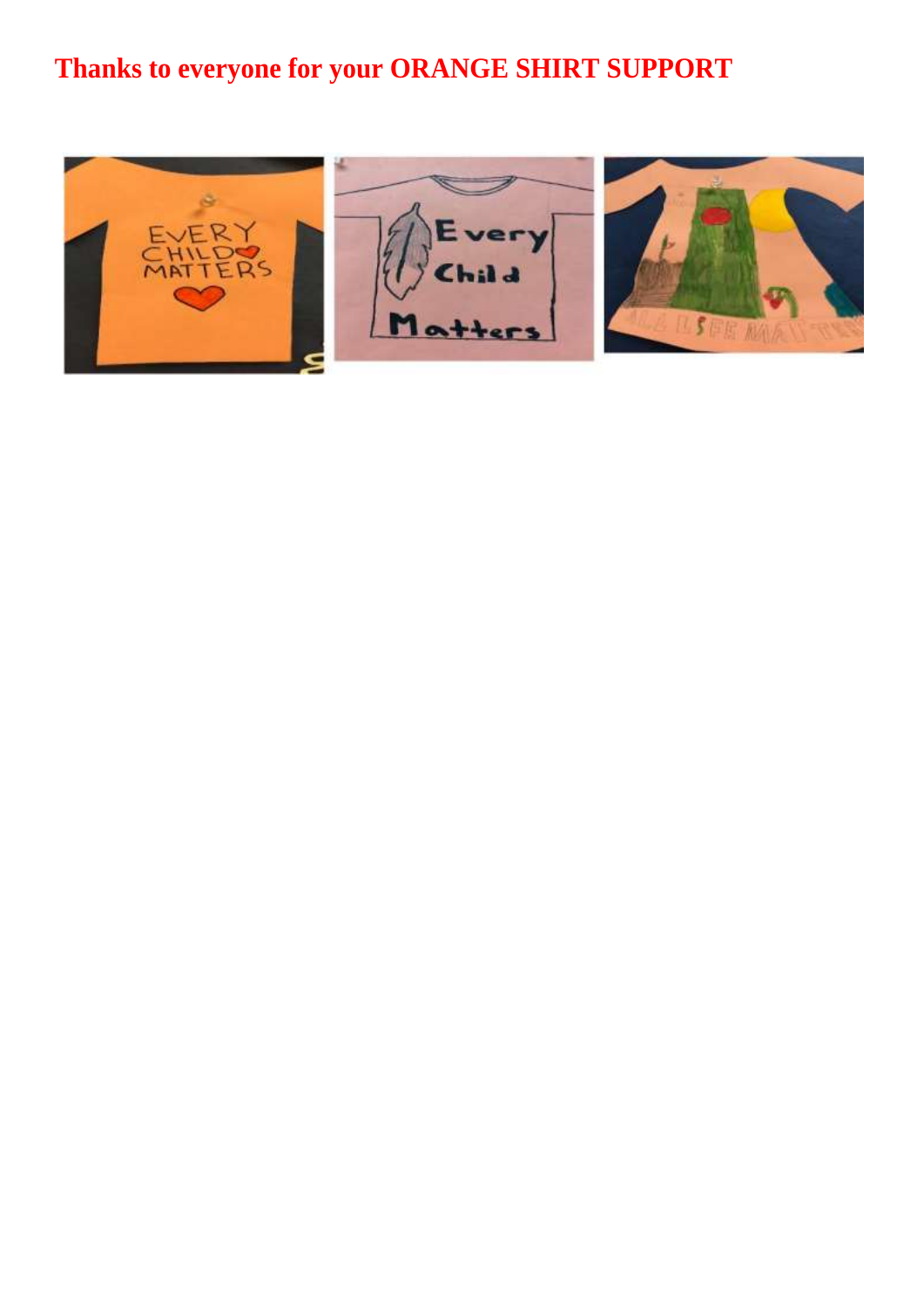# Thanks to everyone for your ORANGE SHIRT SUPPORT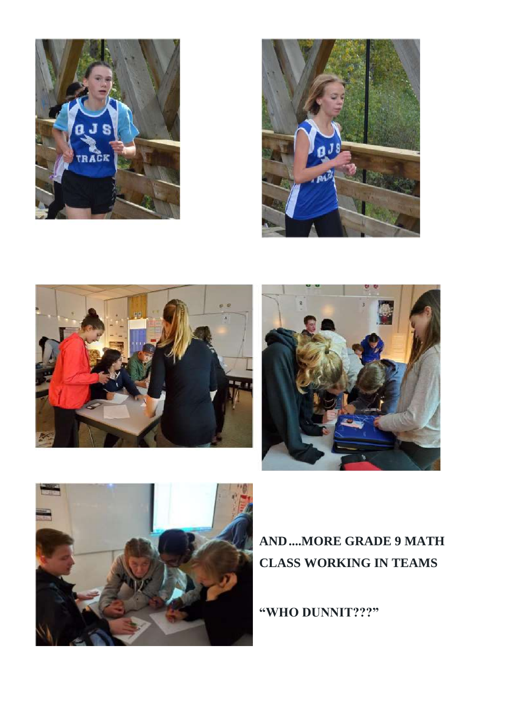**AND....MORE GRADE 9 MATH CLASS WORKING IN TEAMS**

**"WHO DUNNIT???"**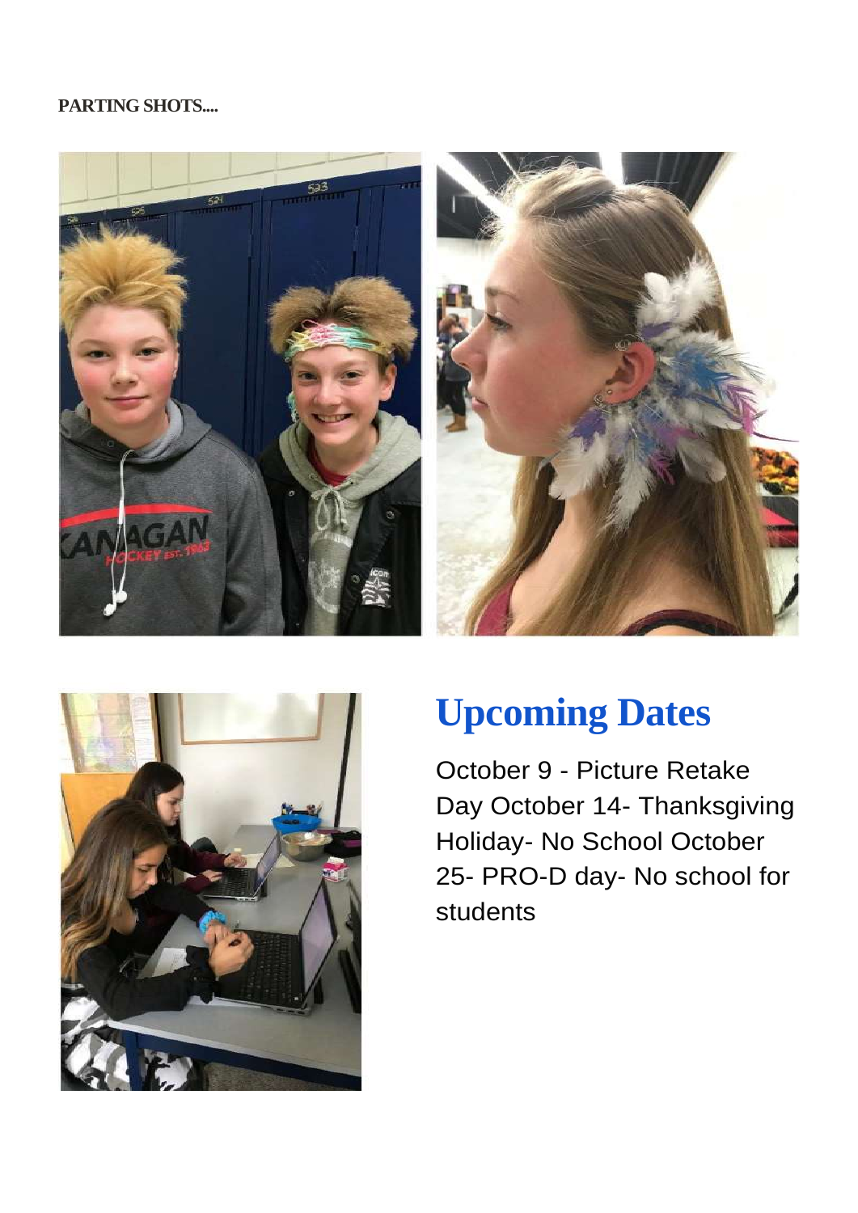**PARTING SHOTS....**

## Upcoming Dates

October 9 - Picture Retake Day October 14- Thanksgiving Holiday- No School October 25- PRO-D day- No school for students